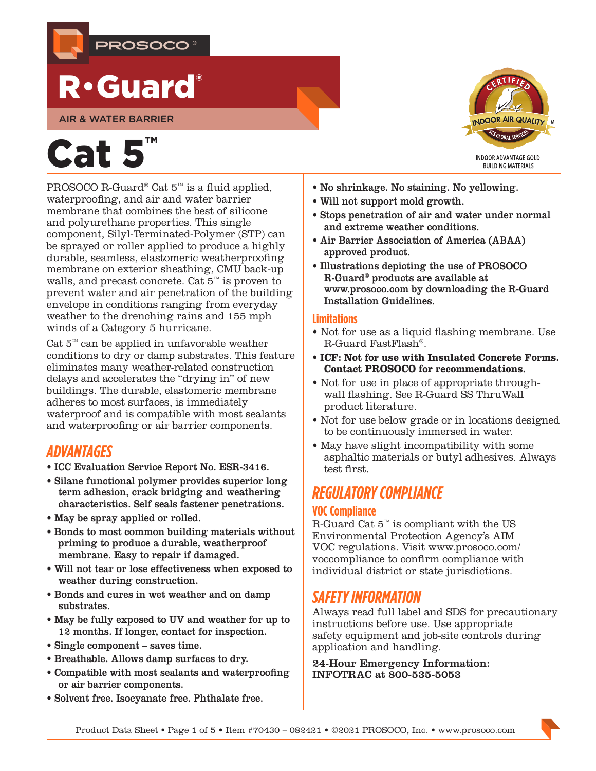PROSOCO®

# R•Guard®

AIR & WATER BARRIER

# Cat 5™

CERTIFIED INDOOR AIR QUALITY™ SCS GLOBAL SERVICES

INDOOR ADVANTAGE GOLD BUILDING MATERIALS

PROSOCO R-Guard® Cat 5™ is a fluid applied, waterproofing, and air and water barrier membrane that combines the best of silicone and polyurethane properties. This single component, Silyl-Terminated-Polymer (STP) can be sprayed or roller applied to produce a highly durable, seamless, elastomeric weatherproofing membrane on exterior sheathing, CMU back-up walls, and precast concrete. Cat 5™ is proven to prevent water and air penetration of the building envelope in conditions ranging from everyday weather to the drenching rains and 155 mph winds of a Category 5 hurricane.

Cat 5™ can be applied in unfavorable weather conditions to dry or damp substrates. This feature eliminates many weather-related construction delays and accelerates the "drying in" of new buildings. The durable, elastomeric membrane adheres to most surfaces, is immediately waterproof and is compatible with most sealants and waterproofing or air barrier components.

## ADVANTAGES

- **ICC Evaluation Service Report No. ESR-3416.**
- **Silane functional polymer provides superior long term adhesion, crack bridging and weathering characteristics. Self seals fastener penetrations.**
- **May be spray applied or rolled.**
- **Bonds to most common building materials without priming to produce a durable, weatherproof membrane. Easy to repair if damaged.**
- **Will not tear or lose effectiveness when exposed to weather during construction.**
- **Bonds and cures in wet weather and on damp substrates.**
- **May be fully exposed to UV and weather for up to 12 months. If longer, contact for inspection.**
- **Single component – saves time.**
- **Breathable. Allows damp surfaces to dry.**
- **Compatible with most sealants and waterproofing or air barrier components.**
- **Solvent free. Isocyanate free. Phthalate free.**
- **No shrinkage. No staining. No yellowing.**
- **Will not support mold growth.**
- **Stops penetration of air and water under normal and extreme weather conditions.**
- **Air Barrier Association of America (ABAA) approved product.**
- **Illustrations depicting the use of PROSOCO R-Guard® products are available at www.prosoco.com by downloading the R-Guard Installation Guidelines.**

### Limitations

- Not for use as a liquid flashing membrane. Use R-Guard FastFlash®.
- **ICF: Not for use with Insulated Concrete Forms. Contact PROSOCO for recommendations.**
- Not for use in place of appropriate through-wall flashing. See R-Guard SS ThruWall product literature.
- Not for use below grade or in locations designed to be continuously immersed in water.
- May have slight incompatibility with some asphaltic materials or butyl adhesives. Always test first.

## REGULATORY COMPLIANCE

### VOC Compliance

R-Guard Cat 5™ is compliant with the US Environmental Protection Agency's AIM VOC regulations. Visit www.prosoco.com/voccompliance to confirm compliance with individual district or state jurisdictions.

## SAFETY INFORMATION

Always read full label and SDS for precautionary instructions before use. Use appropriate safety equipment and job-site controls during application and handling.

**24-Hour Emergency Information: INFOTRAC at 800-535-5053**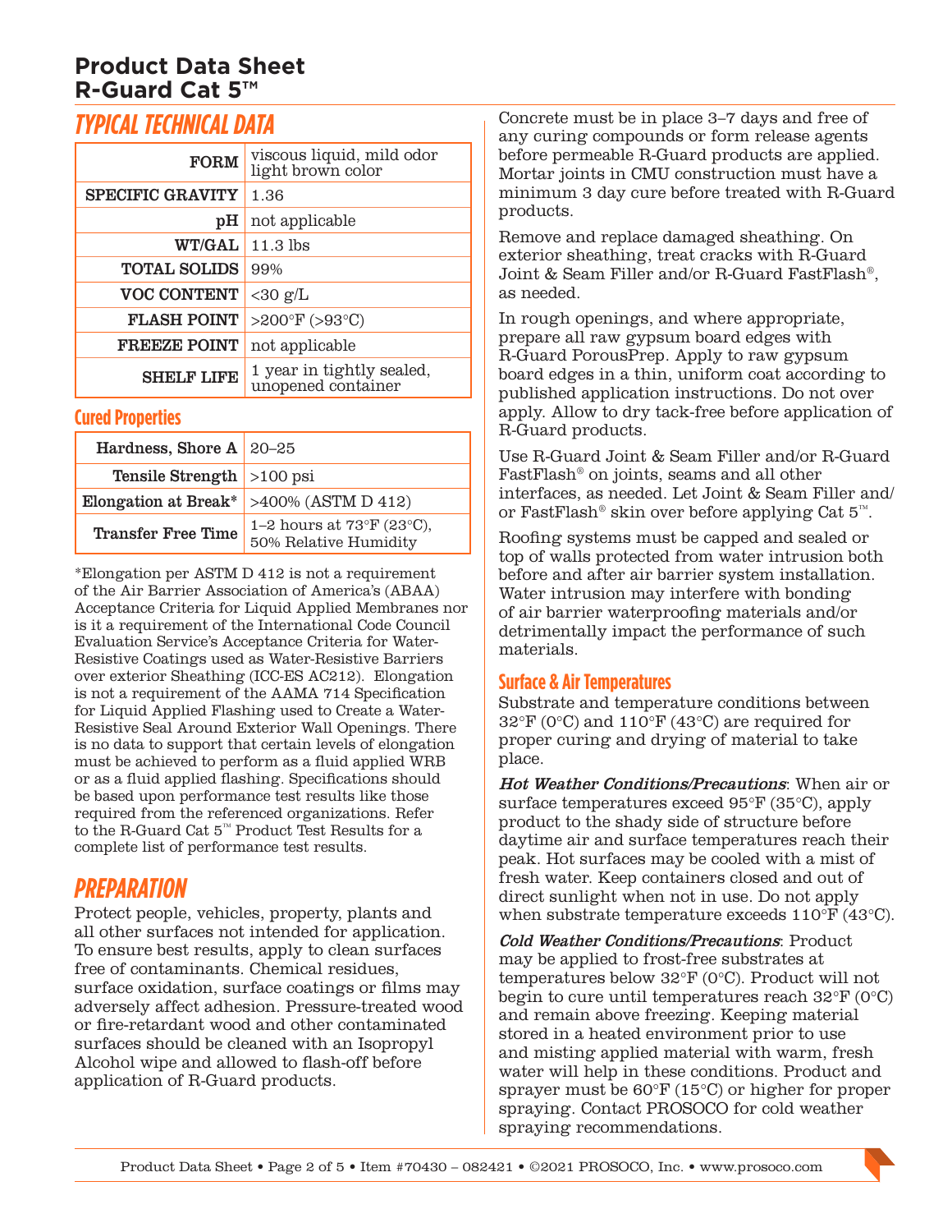# Product Data Sheet
# R-Guard Cat 5™

## TYPICAL TECHNICAL DATA

| | |
|---|---|
| **FORM** | viscous liquid, mild odor light brown color |
| **SPECIFIC GRAVITY** | 1.36 |
| **pH** | not applicable |
| **WT/GAL** | 11.3 lbs |
| **TOTAL SOLIDS** | 99% |
| **VOC CONTENT** | <30 g/L |
| **FLASH POINT** | >200°F (>93°C) |
| **FREEZE POINT** | not applicable |
| **SHELF LIFE** | 1 year in tightly sealed, unopened container |

### Cured Properties

| | |
|---|---|
| **Hardness, Shore A** | 20–25 |
| **Tensile Strength** | >100 psi |
| **Elongation at Break*** | >400% (ASTM D 412) |
| **Transfer Free Time** | 1–2 hours at 73°F (23°C), 50% Relative Humidity |

*Elongation per ASTM D 412 is not a requirement of the Air Barrier Association of America's (ABAA) Acceptance Criteria for Liquid Applied Membranes nor is it a requirement of the International Code Council Evaluation Service's Acceptance Criteria for Water-Resistive Coatings used as Water-Resistive Barriers over exterior Sheathing (ICC-ES AC212). Elongation is not a requirement of the AAMA 714 Specification for Liquid Applied Flashing used to Create a Water-Resistive Seal Around Exterior Wall Openings. There is no data to support that certain levels of elongation must be achieved to perform as a fluid applied WRB or as a fluid applied flashing. Specifications should be based upon performance test results like those required from the referenced organizations. Refer to the R-Guard Cat 5™ Product Test Results for a complete list of performance test results.

## PREPARATION

Protect people, vehicles, property, plants and all other surfaces not intended for application. To ensure best results, apply to clean surfaces free of contaminants. Chemical residues, surface oxidation, surface coatings or films may adversely affect adhesion. Pressure-treated wood or fire-retardant wood and other contaminated surfaces should be cleaned with an Isopropyl Alcohol wipe and allowed to flash-off before application of R-Guard products.

Concrete must be in place 3–7 days and free of any curing compounds or form release agents before permeable R-Guard products are applied. Mortar joints in CMU construction must have a minimum 3 day cure before treated with R-Guard products.

Remove and replace damaged sheathing. On exterior sheathing, treat cracks with R-Guard Joint & Seam Filler and/or R-Guard FastFlash®, as needed.

In rough openings, and where appropriate, prepare all raw gypsum board edges with R-Guard PorousPrep. Apply to raw gypsum board edges in a thin, uniform coat according to published application instructions. Do not over apply. Allow to dry tack-free before application of R-Guard products.

Use R-Guard Joint & Seam Filler and/or R-Guard FastFlash® on joints, seams and all other interfaces, as needed. Let Joint & Seam Filler and/or FastFlash® skin over before applying Cat 5™.

Roofing systems must be capped and sealed or top of walls protected from water intrusion both before and after air barrier system installation. Water intrusion may interfere with bonding of air barrier waterproofing materials and/or detrimentally impact the performance of such materials.

### Surface & Air Temperatures

Substrate and temperature conditions between 32°F (0°C) and 110°F (43°C) are required for proper curing and drying of material to take place.

***Hot Weather Conditions/Precautions***: When air or surface temperatures exceed 95°F (35°C), apply product to the shady side of structure before daytime air and surface temperatures reach their peak. Hot surfaces may be cooled with a mist of fresh water. Keep containers closed and out of direct sunlight when not in use. Do not apply when substrate temperature exceeds 110°F (43°C).

***Cold Weather Conditions/Precautions***: Product may be applied to frost-free substrates at temperatures below 32°F (0°C). Product will not begin to cure until temperatures reach 32°F (0°C) and remain above freezing. Keeping material stored in a heated environment prior to use and misting applied material with warm, fresh water will help in these conditions. Product and sprayer must be 60°F (15°C) or higher for proper spraying. Contact PROSOCO for cold weather spraying recommendations.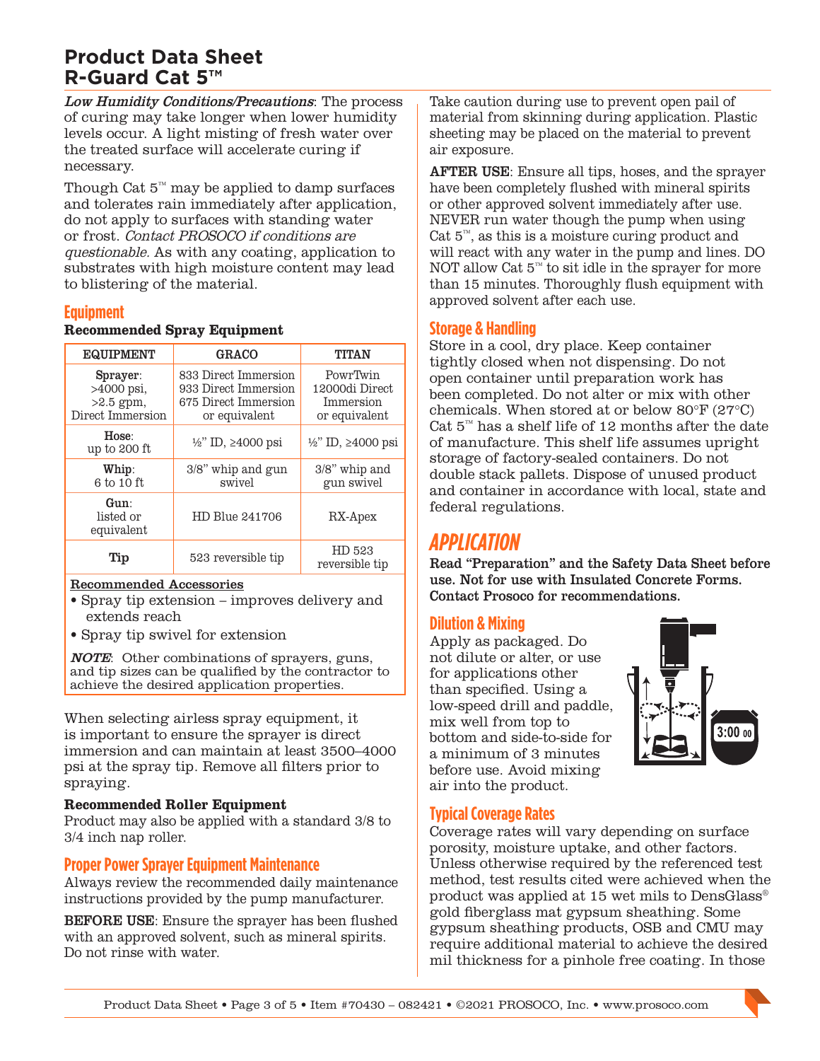# Product Data Sheet
# R-Guard Cat 5™

*Low Humidity Conditions/Precautions*: The process of curing may take longer when lower humidity levels occur. A light misting of fresh water over the treated surface will accelerate curing if necessary.

Though Cat 5™ may be applied to damp surfaces and tolerates rain immediately after application, do not apply to surfaces with standing water or frost. *Contact PROSOCO if conditions are questionable.* As with any coating, application to substrates with high moisture content may lead to blistering of the material.

## Equipment

**Recommended Spray Equipment**

| EQUIPMENT | GRACO | TITAN |
|---|---|---|
| **Sprayer**: >4000 psi, >2.5 gpm, Direct Immersion | 833 Direct Immersion 933 Direct Immersion 675 Direct Immersion or equivalent | PowrTwin 12000di Direct Immersion or equivalent |
| **Hose**: up to 200 ft | ½" ID, ≥4000 psi | ½" ID, ≥4000 psi |
| **Whip**: 6 to 10 ft | 3/8" whip and gun swivel | 3/8" whip and gun swivel |
| **Gun**: listed or equivalent | HD Blue 241706 | RX-Apex |
| **Tip** | 523 reversible tip | HD 523 reversible tip |

Recommended Accessories

- Spray tip extension – improves delivery and extends reach
- Spray tip swivel for extension

***NOTE***: Other combinations of sprayers, guns, and tip sizes can be qualified by the contractor to achieve the desired application properties.

When selecting airless spray equipment, it is important to ensure the sprayer is direct immersion and can maintain at least 3500–4000 psi at the spray tip. Remove all filters prior to spraying.

**Recommended Roller Equipment**

Product may also be applied with a standard 3/8 to 3/4 inch nap roller.

## Proper Power Sprayer Equipment Maintenance

Always review the recommended daily maintenance instructions provided by the pump manufacturer.

**BEFORE USE**: Ensure the sprayer has been flushed with an approved solvent, such as mineral spirits. Do not rinse with water.

Take caution during use to prevent open pail of material from skinning during application. Plastic sheeting may be placed on the material to prevent air exposure.

**AFTER USE**: Ensure all tips, hoses, and the sprayer have been completely flushed with mineral spirits or other approved solvent immediately after use. NEVER run water though the pump when using Cat 5™, as this is a moisture curing product and will react with any water in the pump and lines. DO NOT allow Cat 5™ to sit idle in the sprayer for more than 15 minutes. Thoroughly flush equipment with approved solvent after each use.

## Storage & Handling

Store in a cool, dry place. Keep container tightly closed when not dispensing. Do not open container until preparation work has been completed. Do not alter or mix with other chemicals. When stored at or below 80°F (27°C) Cat 5™ has a shelf life of 12 months after the date of manufacture. This shelf life assumes upright storage of factory-sealed containers. Do not double stack pallets. Dispose of unused product and container in accordance with local, state and federal regulations.

# APPLICATION

**Read "Preparation" and the Safety Data Sheet before use. Not for use with Insulated Concrete Forms. Contact Prosoco for recommendations.**

## Dilution & Mixing

Apply as packaged. Do not dilute or alter, or use for applications other than specified. Using a low-speed drill and paddle, mix well from top to bottom and side-to-side for a minimum of 3 minutes before use. Avoid mixing air into the product.

## Typical Coverage Rates

Coverage rates will vary depending on surface porosity, moisture uptake, and other factors. Unless otherwise required by the referenced test method, test results cited were achieved when the product was applied at 15 wet mils to DensGlass® gold fiberglass mat gypsum sheathing. Some gypsum sheathing products, OSB and CMU may require additional material to achieve the desired mil thickness for a pinhole free coating. In those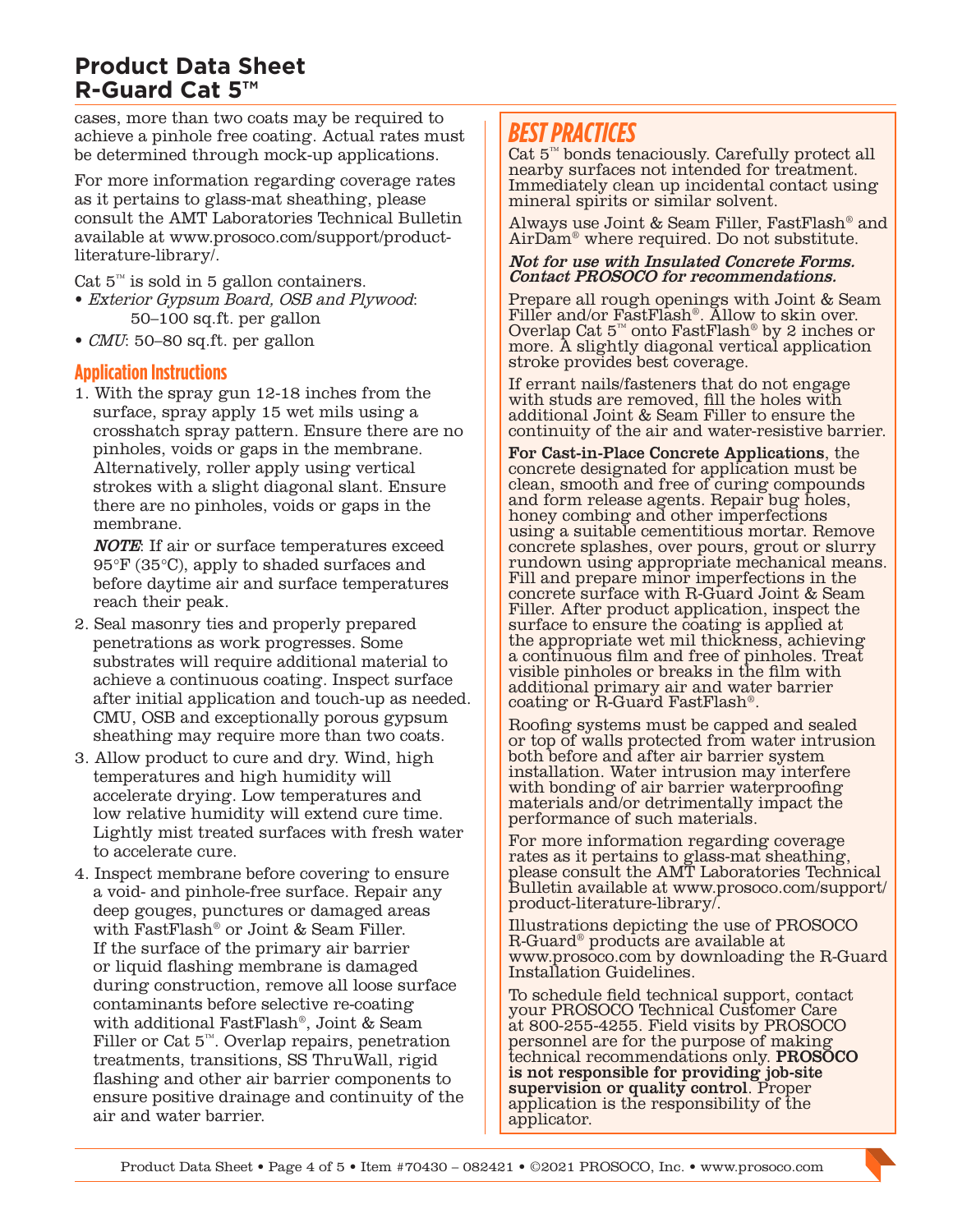cases, more than two coats may be required to achieve a pinhole free coating. Actual rates must be determined through mock-up applications.

For more information regarding coverage rates as it pertains to glass-mat sheathing, please consult the AMT Laboratories Technical Bulletin available at www.prosoco.com/support/product-literature-library/.

Cat 5™ is sold in 5 gallon containers.

- *Exterior Gypsum Board, OSB and Plywood*: 50–100 sq.ft. per gallon
- *CMU*: 50–80 sq.ft. per gallon

## Application Instructions

1. With the spray gun 12-18 inches from the surface, spray apply 15 wet mils using a crosshatch spray pattern. Ensure there are no pinholes, voids or gaps in the membrane. Alternatively, roller apply using vertical strokes with a slight diagonal slant. Ensure there are no pinholes, voids or gaps in the membrane.

   ***NOTE***: If air or surface temperatures exceed 95°F (35°C), apply to shaded surfaces and before daytime air and surface temperatures reach their peak.

2. Seal masonry ties and properly prepared penetrations as work progresses. Some substrates will require additional material to achieve a continuous coating. Inspect surface after initial application and touch-up as needed. CMU, OSB and exceptionally porous gypsum sheathing may require more than two coats.

3. Allow product to cure and dry. Wind, high temperatures and high humidity will accelerate drying. Low temperatures and low relative humidity will extend cure time. Lightly mist treated surfaces with fresh water to accelerate cure.

4. Inspect membrane before covering to ensure a void- and pinhole-free surface. Repair any deep gouges, punctures or damaged areas with FastFlash® or Joint & Seam Filler. If the surface of the primary air barrier or liquid flashing membrane is damaged during construction, remove all loose surface contaminants before selective re-coating with additional FastFlash®, Joint & Seam Filler or Cat 5™. Overlap repairs, penetration treatments, transitions, SS ThruWall, rigid flashing and other air barrier components to ensure positive drainage and continuity of the air and water barrier.

## BEST PRACTICES

Cat 5™ bonds tenaciously. Carefully protect all nearby surfaces not intended for treatment. Immediately clean up incidental contact using mineral spirits or similar solvent.

Always use Joint & Seam Filler, FastFlash® and AirDam® where required. Do not substitute.

***Not for use with Insulated Concrete Forms. Contact PROSOCO for recommendations.***

Prepare all rough openings with Joint & Seam Filler and/or FastFlash®. Allow to skin over. Overlap Cat 5™ onto FastFlash® by 2 inches or more. A slightly diagonal vertical application stroke provides best coverage.

If errant nails/fasteners that do not engage with studs are removed, fill the holes with additional Joint & Seam Filler to ensure the continuity of the air and water-resistive barrier.

**For Cast-in-Place Concrete Applications**, the concrete designated for application must be clean, smooth and free of curing compounds and form release agents. Repair bug holes, honey combing and other imperfections using a suitable cementitious mortar. Remove concrete splashes, over pours, grout or slurry rundown using appropriate mechanical means. Fill and prepare minor imperfections in the concrete surface with R-Guard Joint & Seam Filler. After product application, inspect the surface to ensure the coating is applied at the appropriate wet mil thickness, achieving a continuous film and free of pinholes. Treat visible pinholes or breaks in the film with additional primary air and water barrier coating or R-Guard FastFlash®.

Roofing systems must be capped and sealed or top of walls protected from water intrusion both before and after air barrier system installation. Water intrusion may interfere with bonding of air barrier waterproofing materials and/or detrimentally impact the performance of such materials.

For more information regarding coverage rates as it pertains to glass-mat sheathing, please consult the AMT Laboratories Technical Bulletin available at www.prosoco.com/support/product-literature-library/.

Illustrations depicting the use of PROSOCO R-Guard® products are available at www.prosoco.com by downloading the R-Guard Installation Guidelines.

To schedule field technical support, contact your PROSOCO Technical Customer Care at 800-255-4255. Field visits by PROSOCO personnel are for the purpose of making technical recommendations only. **PROSOCO is not responsible for providing job-site supervision or quality control**. Proper application is the responsibility of the applicator.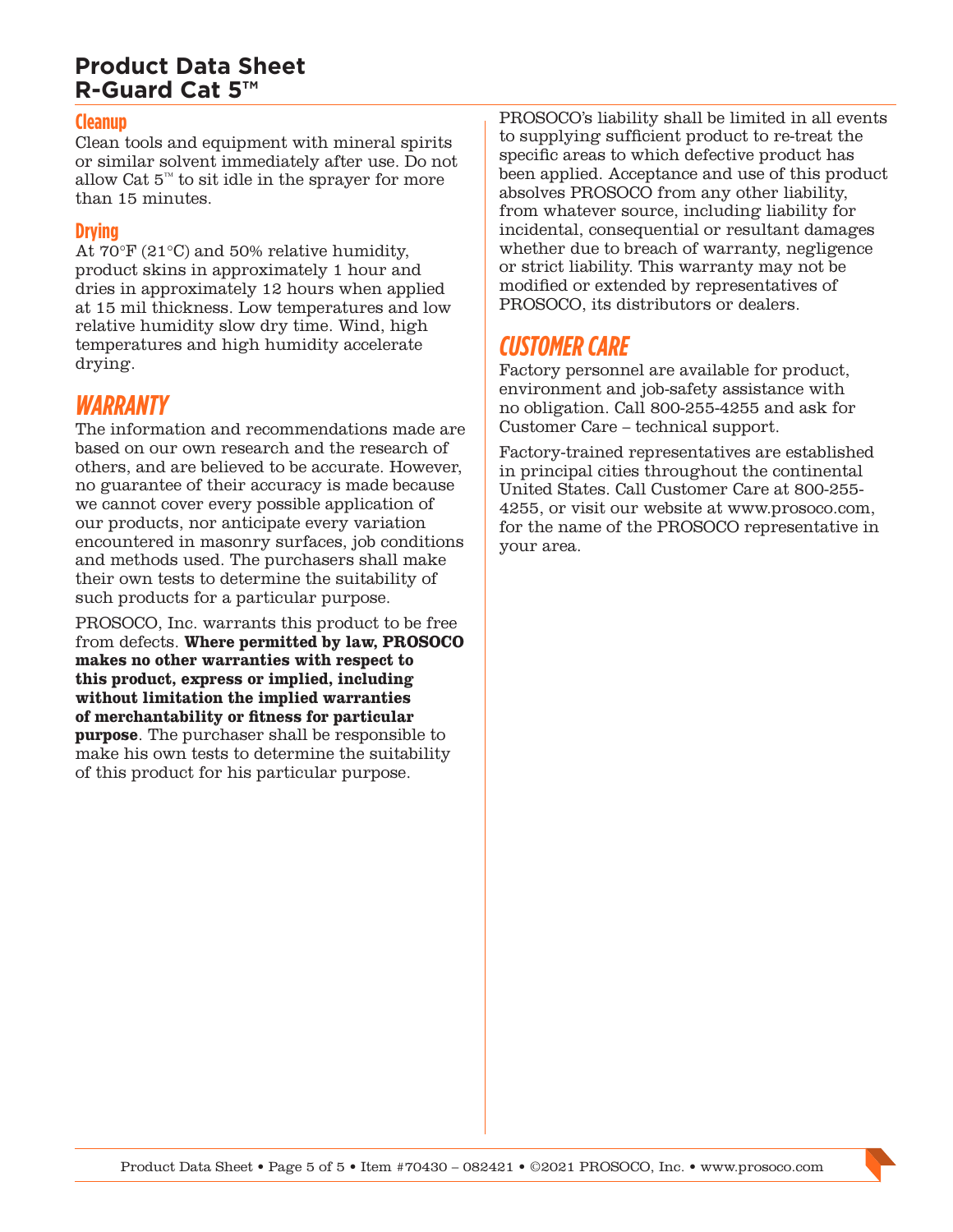### Cleanup

Clean tools and equipment with mineral spirits or similar solvent immediately after use. Do not allow Cat 5™ to sit idle in the sprayer for more than 15 minutes.

### Drying

At 70°F (21°C) and 50% relative humidity, product skins in approximately 1 hour and dries in approximately 12 hours when applied at 15 mil thickness. Low temperatures and low relative humidity slow dry time. Wind, high temperatures and high humidity accelerate drying.

## WARRANTY

The information and recommendations made are based on our own research and the research of others, and are believed to be accurate. However, no guarantee of their accuracy is made because we cannot cover every possible application of our products, nor anticipate every variation encountered in masonry surfaces, job conditions and methods used. The purchasers shall make their own tests to determine the suitability of such products for a particular purpose.

PROSOCO, Inc. warrants this product to be free from defects. **Where permitted by law, PROSOCO makes no other warranties with respect to this product, express or implied, including without limitation the implied warranties of merchantability or fitness for particular purpose**. The purchaser shall be responsible to make his own tests to determine the suitability of this product for his particular purpose.

PROSOCO's liability shall be limited in all events to supplying sufficient product to re-treat the specific areas to which defective product has been applied. Acceptance and use of this product absolves PROSOCO from any other liability, from whatever source, including liability for incidental, consequential or resultant damages whether due to breach of warranty, negligence or strict liability. This warranty may not be modified or extended by representatives of PROSOCO, its distributors or dealers.

## CUSTOMER CARE

Factory personnel are available for product, environment and job-safety assistance with no obligation. Call 800-255-4255 and ask for Customer Care – technical support.

Factory-trained representatives are established in principal cities throughout the continental United States. Call Customer Care at 800-255-4255, or visit our website at www.prosoco.com, for the name of the PROSOCO representative in your area.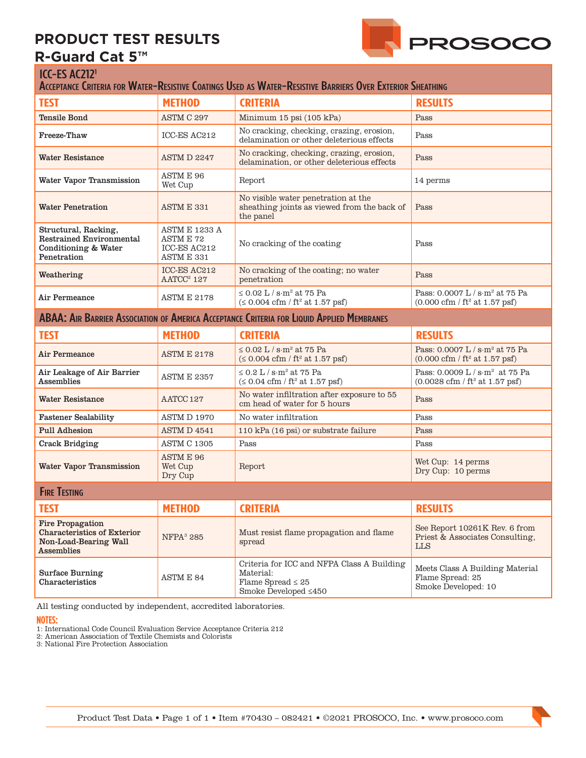# PRODUCT TEST RESULTS

## R-Guard Cat 5™

PROSOCO

### ICC-ES AC212[1]

**Acceptance Criteria for Water-Resistive Coatings Used as Water-Resistive Barriers Over Exterior Sheathing**

| TEST | METHOD | CRITERIA | RESULTS |
|---|---|---|---|
| **Tensile Bond** | ASTM C 297 | Minimum 15 psi (105 kPa) | Pass |
| **Freeze-Thaw** | ICC-ES AC212 | No cracking, checking, crazing, erosion, delamination or other deleterious effects | Pass |
| **Water Resistance** | ASTM D 2247 | No cracking, checking, crazing, erosion, delamination, or other deleterious effects | Pass |
| **Water Vapor Transmission** | ASTM E 96 Wet Cup | Report | 14 perms |
| **Water Penetration** | ASTM E 331 | No visible water penetration at the sheathing joints as viewed from the back of the panel | Pass |
| **Structural, Racking, Restrained Environmental Conditioning & Water Penetration** | ASTM E 1233 A ASTM E 72 ICC-ES AC212 ASTM E 331 | No cracking of the coating | Pass |
| **Weathering** | ICC-ES AC212 AATCC[2] 127 | No cracking of the coating; no water penetration | Pass |
| **Air Permeance** | ASTM E 2178 | ≤ 0.02 L / s·m$^2$ at 75 Pa (≤ 0.004 cfm / ft$^2$ at 1.57 psf) | Pass: 0.0007 L / s·m$^2$ at 75 Pa (0.000 cfm / ft$^2$ at 1.57 psf) |

### ABAA: Air Barrier Association of America Acceptance Criteria for Liquid Applied Membranes

| TEST | METHOD | CRITERIA | RESULTS |
|---|---|---|---|
| **Air Permeance** | ASTM E 2178 | ≤ 0.02 L / s·m$^2$ at 75 Pa (≤ 0.004 cfm / ft$^2$ at 1.57 psf) | Pass: 0.0007 L / s·m$^2$ at 75 Pa (0.000 cfm / ft$^2$ at 1.57 psf) |
| **Air Leakage of Air Barrier Assemblies** | ASTM E 2357 | ≤ 0.2 L / s·m$^2$ at 75 Pa (≤ 0.04 cfm / ft$^2$ at 1.57 psf) | Pass: 0.0009 L / s·m$^2$ at 75 Pa (0.0028 cfm / ft$^2$ at 1.57 psf) |
| **Water Resistance** | AATCC 127 | No water infiltration after exposure to 55 cm head of water for 5 hours | Pass |
| **Fastener Sealability** | ASTM D 1970 | No water infiltration | Pass |
| **Pull Adhesion** | ASTM D 4541 | 110 kPa (16 psi) or substrate failure | Pass |
| **Crack Bridging** | ASTM C 1305 | Pass | Pass |
| **Water Vapor Transmission** | ASTM E 96 Wet Cup Dry Cup | Report | Wet Cup: 14 perms Dry Cup: 10 perms |

### Fire Testing

| TEST | METHOD | CRITERIA | RESULTS |
|---|---|---|---|
| **Fire Propagation Characteristics of Exterior Non-Load-Bearing Wall Assemblies** | NFPA[3] 285 | Must resist flame propagation and flame spread | See Report 10261K Rev. 6 from Priest & Associates Consulting, LLS |
| **Surface Burning Characteristics** | ASTM E 84 | Criteria for ICC and NFPA Class A Building Material: Flame Spread ≤ 25 Smoke Developed ≤450 | Meets Class A Building Material Flame Spread: 25 Smoke Developed: 10 |

All testing conducted by independent, accredited laboratories.

**NOTES:**

1: International Code Council Evaluation Service Acceptance Criteria 212
2: American Association of Textile Chemists and Colorists
3: National Fire Protection Association

Product Test Data • Page 1 of 1 • Item #70430 – 082421 • ©2021 PROSOCO, Inc. • www.prosoco.com